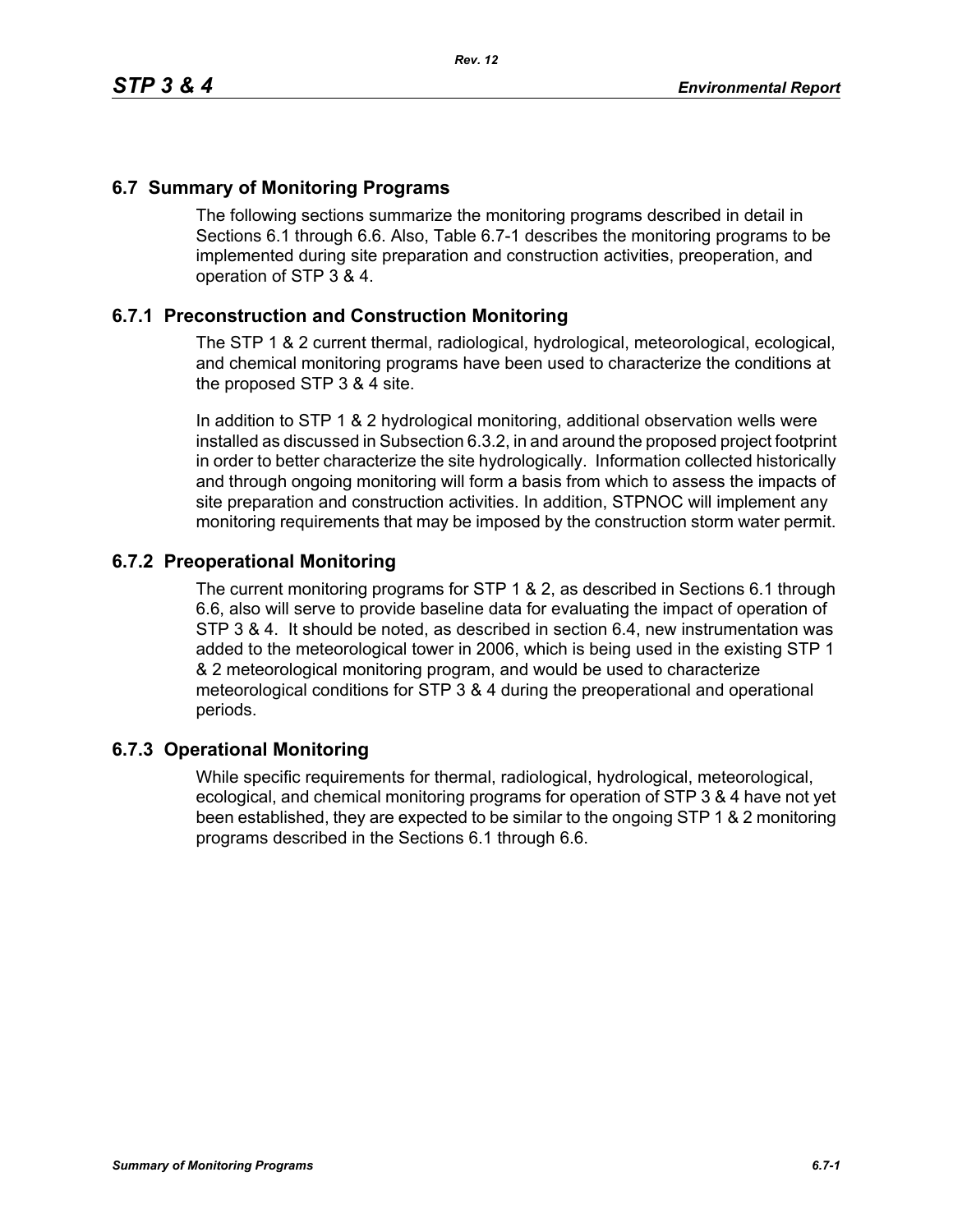## 6.7 Summary of Monitoring Programs

The following sections summarize the monitoring programs described in detail in Sections 6.1 through 6.6. Also, Table 6.7-1 describes the monitoring programs to be implemented during site preparation and construction activities, preoperation, and operation of STP 3 & 4.

### 6.7.1 Preconstruction and Construction Monitoring

The STP 1 & 2 current thermal, radiological, hydrological, meteorological, ecological, and chemical monitoring programs have been used to characterize the conditions at the proposed STP 3 & 4 site.

In addition to STP 1 & 2 hydrological monitoring, additional observation wells were installed as discussed in Subsection 6.3.2, in and around the proposed project footprint in order to better characterize the site hydrologically. Information collected historically and through ongoing monitoring will form a basis from which to assess the impacts of site preparation and construction activities. In addition, STPNOC will implement any monitoring requirements that may be imposed by the construction storm water permit.

### 6.7.2 Preoperational Monitoring

The current monitoring programs for STP 1 & 2, as described in Sections 6.1 through 6.6, also will serve to provide baseline data for evaluating the impact of operation of STP 3 & 4. It should be noted, as described in section 6.4, new instrumentation was added to the meteorological tower in 2006, which is being used in the existing STP 1 & 2 meteorological monitoring program, and would be used to characterize meteorological conditions for STP 3 & 4 during the preoperational and operational periods.

### 6.7.3 Operational Monitoring

While specific requirements for thermal, radiological, hydrological, meteorological, ecological, and chemical monitoring programs for operation of STP 3 & 4 have not yet been established, they are expected to be similar to the ongoing STP 1 & 2 monitoring programs described in the Sections 6.1 through 6.6.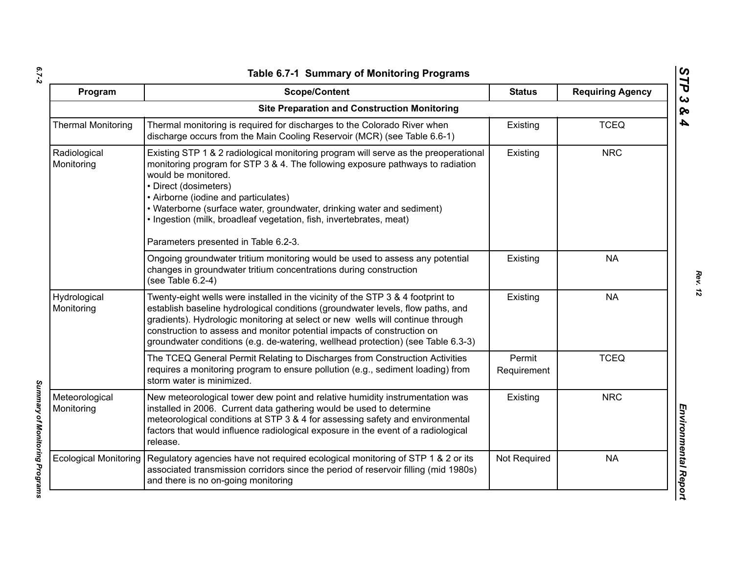**Table 6.7-1 Summary of Monitoring Programs**

| Program | Scope/Content | Status | Requiring Agency |
|---|---|---|---|
| **Site Preparation and Construction Monitoring** | | | |
| Thermal Monitoring | Thermal monitoring is required for discharges to the Colorado River when discharge occurs from the Main Cooling Reservoir (MCR) (see Table 6.6-1) | Existing | TCEQ |
| Radiological Monitoring | Existing STP 1 & 2 radiological monitoring program will serve as the preoperational monitoring program for STP 3 & 4. The following exposure pathways to radiation would be monitored.<br>• Direct (dosimeters)<br>• Airborne (iodine and particulates)<br>• Waterborne (surface water, groundwater, drinking water and sediment)<br>• Ingestion (milk, broadleaf vegetation, fish, invertebrates, meat)<br><br>Parameters presented in Table 6.2-3. | Existing | NRC |
| | Ongoing groundwater tritium monitoring would be used to assess any potential changes in groundwater tritium concentrations during construction (see Table 6.2-4) | Existing | NA |
| Hydrological Monitoring | Twenty-eight wells were installed in the vicinity of the STP 3 & 4 footprint to establish baseline hydrological conditions (groundwater levels, flow paths, and gradients). Hydrologic monitoring at select or new wells will continue through construction to assess and monitor potential impacts of construction on groundwater conditions (e.g. de-watering, wellhead protection) (see Table 6.3-3) | Existing | NA |
| | The TCEQ General Permit Relating to Discharges from Construction Activities requires a monitoring program to ensure pollution (e.g., sediment loading) from storm water is minimized. | Permit Requirement | TCEQ |
| Meteorological Monitoring | New meteorological tower dew point and relative humidity instrumentation was installed in 2006. Current data gathering would be used to determine meteorological conditions at STP 3 & 4 for assessing safety and environmental factors that would influence radiological exposure in the event of a radiological release. | Existing | NRC |
| Ecological Monitoring | Regulatory agencies have not required ecological monitoring of STP 1 & 2 or its associated transmission corridors since the period of reservoir filling (mid 1980s) and there is no on-going monitoring | Not Required | NA |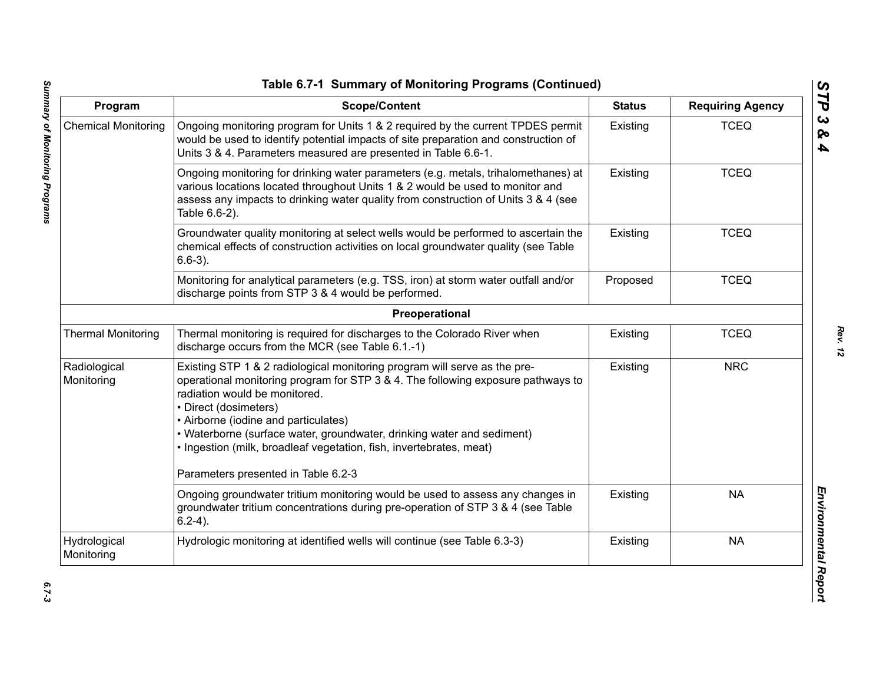**Table 6.7-1 Summary of Monitoring Programs (Continued)**

| Program | Scope/Content | Status | Requiring Agency |
|---|---|---|---|
| Chemical Monitoring | Ongoing monitoring program for Units 1 & 2 required by the current TPDES permit would be used to identify potential impacts of site preparation and construction of Units 3 & 4. Parameters measured are presented in Table 6.6-1. | Existing | TCEQ |
| | Ongoing monitoring for drinking water parameters (e.g. metals, trihalomethanes) at various locations located throughout Units 1 & 2 would be used to monitor and assess any impacts to drinking water quality from construction of Units 3 & 4 (see Table 6.6-2). | Existing | TCEQ |
| | Groundwater quality monitoring at select wells would be performed to ascertain the chemical effects of construction activities on local groundwater quality (see Table 6.6-3). | Existing | TCEQ |
| | Monitoring for analytical parameters (e.g. TSS, iron) at storm water outfall and/or discharge points from STP 3 & 4 would be performed. | Proposed | TCEQ |
| | **Preoperational** | | |
| Thermal Monitoring | Thermal monitoring is required for discharges to the Colorado River when discharge occurs from the MCR (see Table 6.1.-1) | Existing | TCEQ |
| Radiological Monitoring | Existing STP 1 & 2 radiological monitoring program will serve as the pre-operational monitoring program for STP 3 & 4. The following exposure pathways to radiation would be monitored.<br>• Direct (dosimeters)<br>• Airborne (iodine and particulates)<br>• Waterborne (surface water, groundwater, drinking water and sediment)<br>• Ingestion (milk, broadleaf vegetation, fish, invertebrates, meat)<br><br>Parameters presented in Table 6.2-3 | Existing | NRC |
| | Ongoing groundwater tritium monitoring would be used to assess any changes in groundwater tritium concentrations during pre-operation of STP 3 & 4 (see Table 6.2-4). | Existing | NA |
| Hydrological Monitoring | Hydrologic monitoring at identified wells will continue (see Table 6.3-3) | Existing | NA |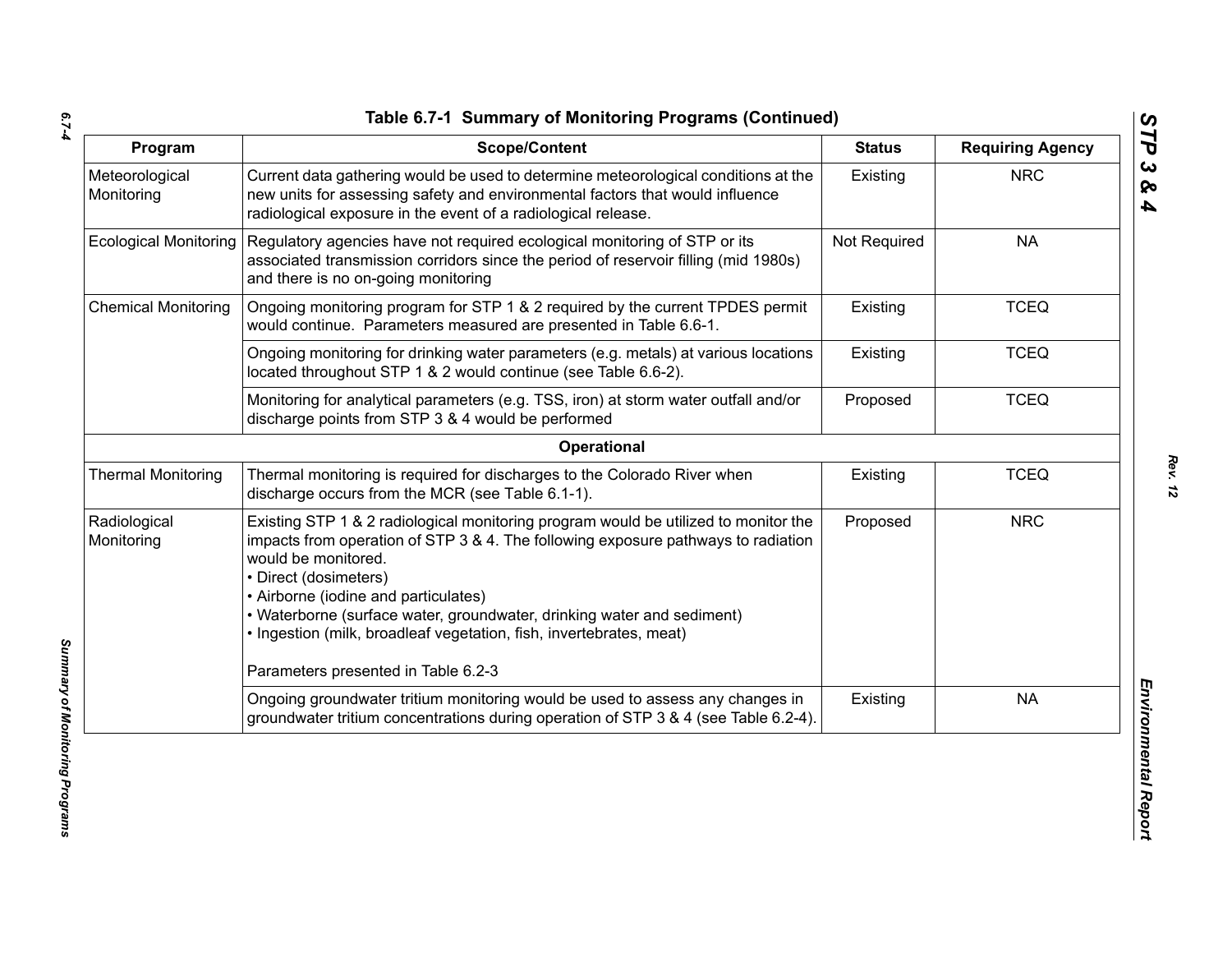## Table 6.7-1 Summary of Monitoring Programs (Continued)

| Program | Scope/Content | Status | Requiring Agency |
|---|---|---|---|
| Meteorological Monitoring | Current data gathering would be used to determine meteorological conditions at the new units for assessing safety and environmental factors that would influence radiological exposure in the event of a radiological release. | Existing | NRC |
| Ecological Monitoring | Regulatory agencies have not required ecological monitoring of STP or its associated transmission corridors since the period of reservoir filling (mid 1980s) and there is no on-going monitoring | Not Required | NA |
| Chemical Monitoring | Ongoing monitoring program for STP 1 & 2 required by the current TPDES permit would continue. Parameters measured are presented in Table 6.6-1. | Existing | TCEQ |
| | Ongoing monitoring for drinking water parameters (e.g. metals) at various locations located throughout STP 1 & 2 would continue (see Table 6.6-2). | Existing | TCEQ |
| | Monitoring for analytical parameters (e.g. TSS, iron) at storm water outfall and/or discharge points from STP 3 & 4 would be performed | Proposed | TCEQ |
| **Operational** | | | |
| Thermal Monitoring | Thermal monitoring is required for discharges to the Colorado River when discharge occurs from the MCR (see Table 6.1-1). | Existing | TCEQ |
| Radiological Monitoring | Existing STP 1 & 2 radiological monitoring program would be utilized to monitor the impacts from operation of STP 3 & 4. The following exposure pathways to radiation would be monitored.<br>• Direct (dosimeters)<br>• Airborne (iodine and particulates)<br>• Waterborne (surface water, groundwater, drinking water and sediment)<br>• Ingestion (milk, broadleaf vegetation, fish, invertebrates, meat)<br><br>Parameters presented in Table 6.2-3 | Proposed | NRC |
| | Ongoing groundwater tritium monitoring would be used to assess any changes in groundwater tritium concentrations during operation of STP 3 & 4 (see Table 6.2-4). | Existing | NA |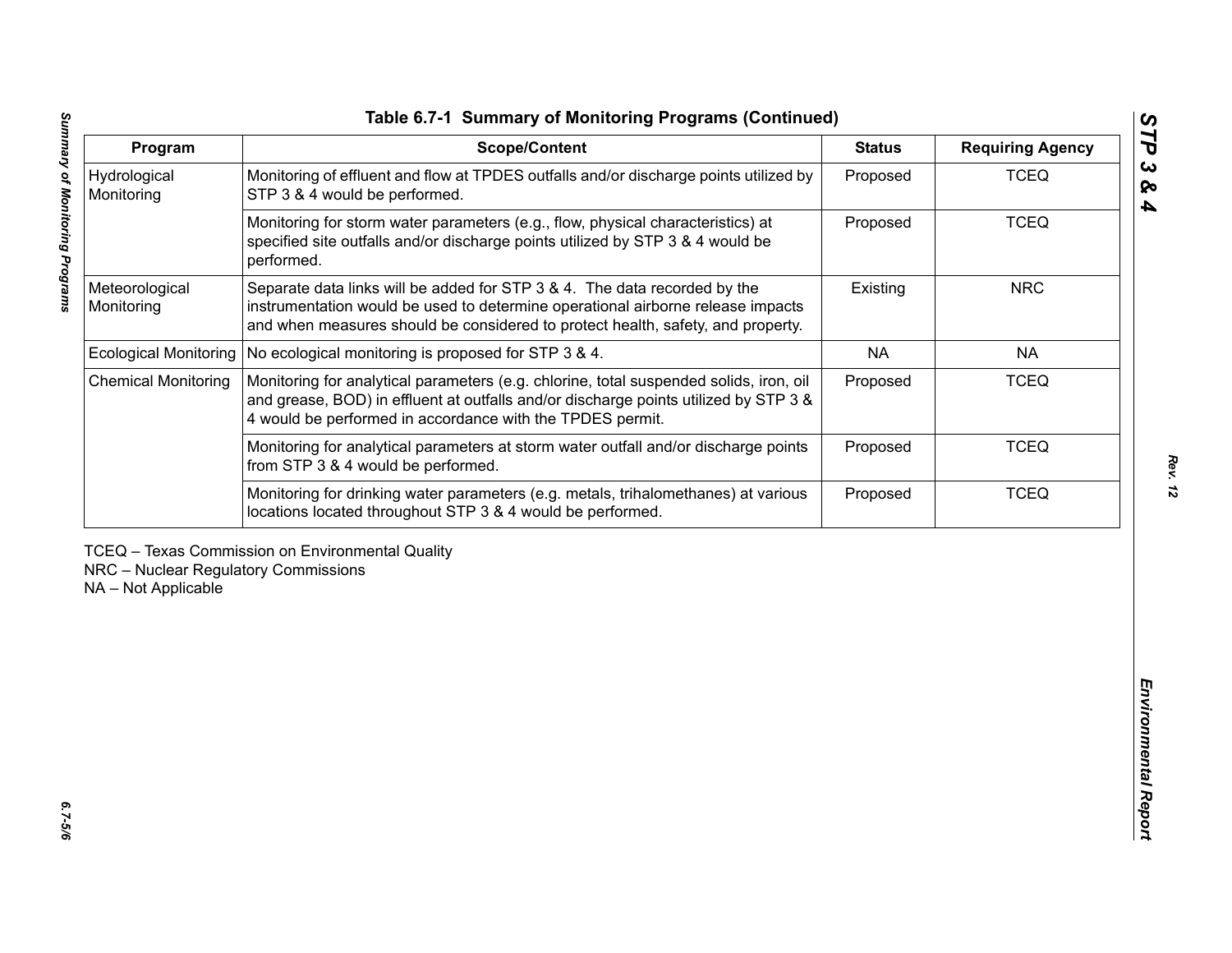## Table 6.7-1 Summary of Monitoring Programs (Continued)

| Program | Scope/Content | Status | Requiring Agency |
|---|---|---|---|
| Hydrological Monitoring | Monitoring of effluent and flow at TPDES outfalls and/or discharge points utilized by STP 3 & 4 would be performed. | Proposed | TCEQ |
| | Monitoring for storm water parameters (e.g., flow, physical characteristics) at specified site outfalls and/or discharge points utilized by STP 3 & 4 would be performed. | Proposed | TCEQ |
| Meteorological Monitoring | Separate data links will be added for STP 3 & 4. The data recorded by the instrumentation would be used to determine operational airborne release impacts and when measures should be considered to protect health, safety, and property. | Existing | NRC |
| Ecological Monitoring | No ecological monitoring is proposed for STP 3 & 4. | NA | NA |
| Chemical Monitoring | Monitoring for analytical parameters (e.g. chlorine, total suspended solids, iron, oil and grease, BOD) in effluent at outfalls and/or discharge points utilized by STP 3 & 4 would be performed in accordance with the TPDES permit. | Proposed | TCEQ |
| | Monitoring for analytical parameters at storm water outfall and/or discharge points from STP 3 & 4 would be performed. | Proposed | TCEQ |
| | Monitoring for drinking water parameters (e.g. metals, trihalomethanes) at various locations located throughout STP 3 & 4 would be performed. | Proposed | TCEQ |

TCEQ – Texas Commission on Environmental Quality
NRC – Nuclear Regulatory Commissions
NA – Not Applicable